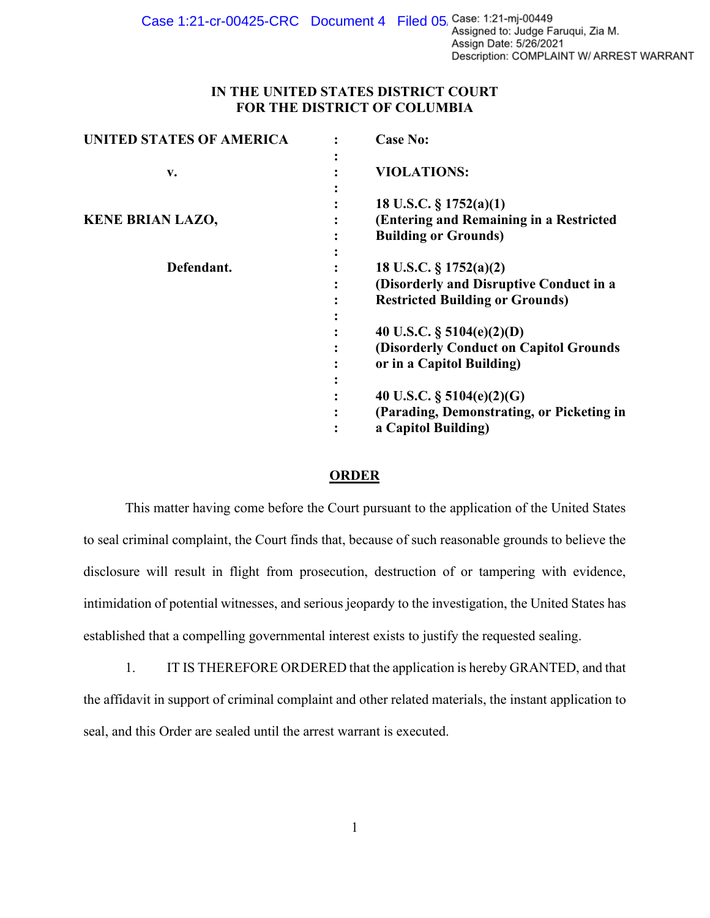Case: 1:21-mj-00449
Assigned to: Judge Faruqui, Zia M.
Assign Date: 5/26/2021
Description: COMPLAINT W/ ARREST WARRANT

**IN THE UNITED STATES DISTRICT COURT**
**FOR THE DISTRICT OF COLUMBIA**

| | | |
|---|---|---|
| **UNITED STATES OF AMERICA** | : | **Case No:** |
| **v.** | : | **VIOLATIONS:** |
| **KENE BRIAN LAZO,** | : | **18 U.S.C. § 1752(a)(1)** **(Entering and Remaining in a Restricted Building or Grounds)** |
| **Defendant.** | : | **18 U.S.C. § 1752(a)(2)** **(Disorderly and Disruptive Conduct in a Restricted Building or Grounds)** |
| | : | **40 U.S.C. § 5104(e)(2)(D)** **(Disorderly Conduct on Capitol Grounds or in a Capitol Building)** |
| | : | **40 U.S.C. § 5104(e)(2)(G)** **(Parading, Demonstrating, or Picketing in a Capitol Building)** |

**ORDER**

This matter having come before the Court pursuant to the application of the United States to seal criminal complaint, the Court finds that, because of such reasonable grounds to believe the disclosure will result in flight from prosecution, destruction of or tampering with evidence, intimidation of potential witnesses, and serious jeopardy to the investigation, the United States has established that a compelling governmental interest exists to justify the requested sealing.

1. IT IS THEREFORE ORDERED that the application is hereby GRANTED, and that the affidavit in support of criminal complaint and other related materials, the instant application to seal, and this Order are sealed until the arrest warrant is executed.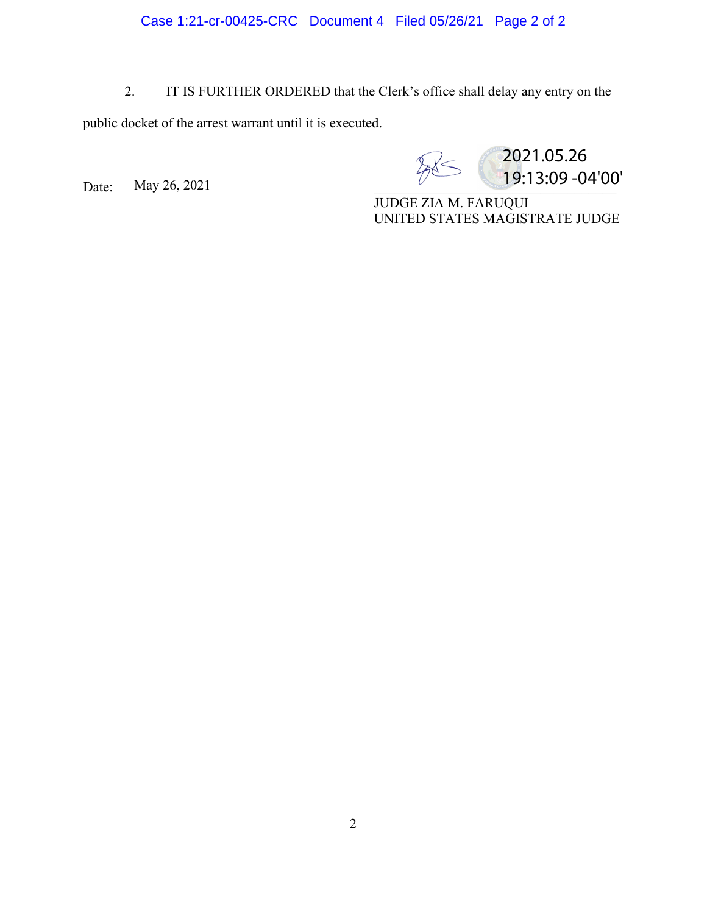2. IT IS FURTHER ORDERED that the Clerk's office shall delay any entry on the public docket of the arrest warrant until it is executed.

Date: May 26, 2021

2021.05.26
19:13:09 -04'00'

JUDGE ZIA M. FARUQUI
UNITED STATES MAGISTRATE JUDGE